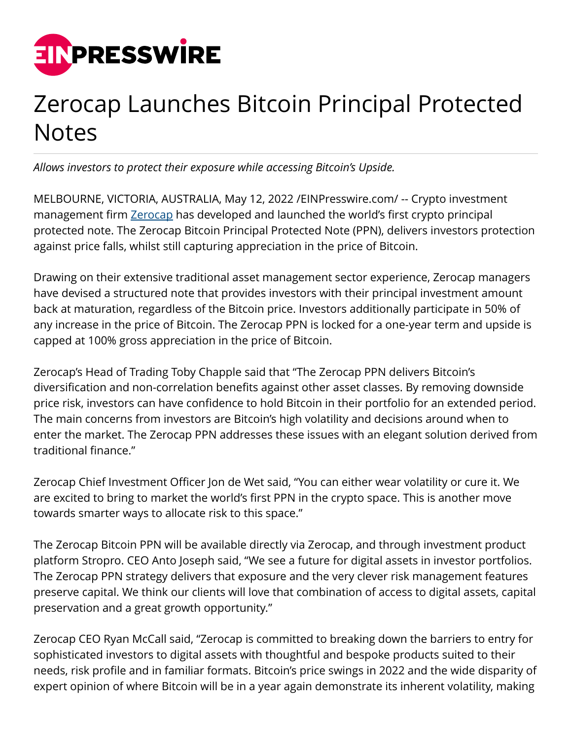# Zerocap Launches Bitcoin Principal Protected Notes

*Allows investors to protect their exposure while accessing Bitcoin's Upside.*

MELBOURNE, VICTORIA, AUSTRALIA, May 12, 2022 /EINPresswire.com/ -- Crypto investment management firm [Zerocap](Zerocap) has developed and launched the world's first crypto principal protected note. The Zerocap Bitcoin Principal Protected Note (PPN), delivers investors protection against price falls, whilst still capturing appreciation in the price of Bitcoin.

Drawing on their extensive traditional asset management sector experience, Zerocap managers have devised a structured note that provides investors with their principal investment amount back at maturation, regardless of the Bitcoin price. Investors additionally participate in 50% of any increase in the price of Bitcoin. The Zerocap PPN is locked for a one-year term and upside is capped at 100% gross appreciation in the price of Bitcoin.

Zerocap's Head of Trading Toby Chapple said that "The Zerocap PPN delivers Bitcoin's diversification and non-correlation benefits against other asset classes. By removing downside price risk, investors can have confidence to hold Bitcoin in their portfolio for an extended period. The main concerns from investors are Bitcoin's high volatility and decisions around when to enter the market. The Zerocap PPN addresses these issues with an elegant solution derived from traditional finance."

Zerocap Chief Investment Officer Jon de Wet said, "You can either wear volatility or cure it. We are excited to bring to market the world's first PPN in the crypto space. This is another move towards smarter ways to allocate risk to this space."

The Zerocap Bitcoin PPN will be available directly via Zerocap, and through investment product platform Stropro. CEO Anto Joseph said, "We see a future for digital assets in investor portfolios. The Zerocap PPN strategy delivers that exposure and the very clever risk management features preserve capital. We think our clients will love that combination of access to digital assets, capital preservation and a great growth opportunity."

Zerocap CEO Ryan McCall said, "Zerocap is committed to breaking down the barriers to entry for sophisticated investors to digital assets with thoughtful and bespoke products suited to their needs, risk profile and in familiar formats. Bitcoin's price swings in 2022 and the wide disparity of expert opinion of where Bitcoin will be in a year again demonstrate its inherent volatility, making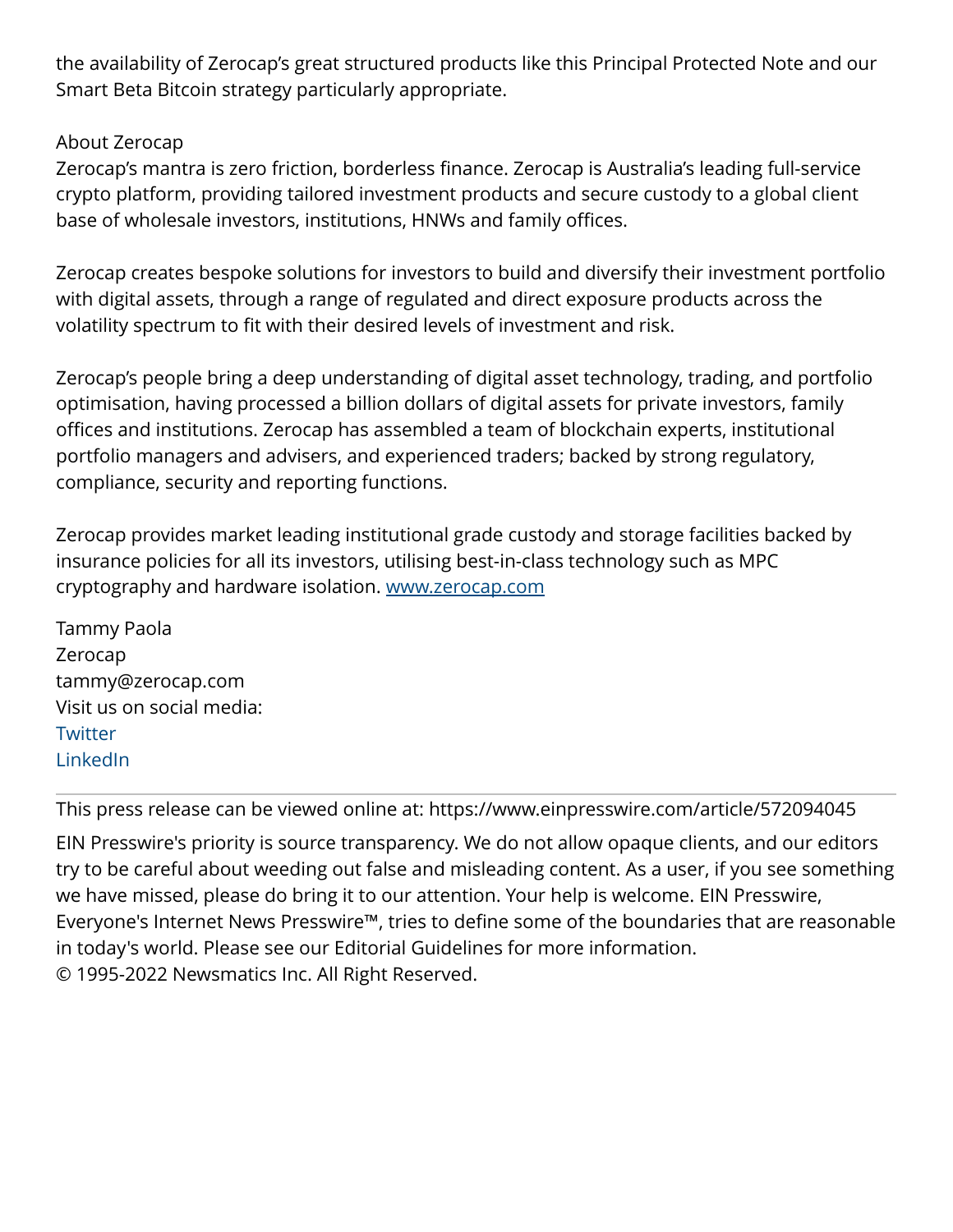the availability of Zerocap's great structured products like this Principal Protected Note and our Smart Beta Bitcoin strategy particularly appropriate.

About Zerocap
Zerocap's mantra is zero friction, borderless finance. Zerocap is Australia's leading full-service crypto platform, providing tailored investment products and secure custody to a global client base of wholesale investors, institutions, HNWs and family offices.

Zerocap creates bespoke solutions for investors to build and diversify their investment portfolio with digital assets, through a range of regulated and direct exposure products across the volatility spectrum to fit with their desired levels of investment and risk.

Zerocap's people bring a deep understanding of digital asset technology, trading, and portfolio optimisation, having processed a billion dollars of digital assets for private investors, family offices and institutions. Zerocap has assembled a team of blockchain experts, institutional portfolio managers and advisers, and experienced traders; backed by strong regulatory, compliance, security and reporting functions.

Zerocap provides market leading institutional grade custody and storage facilities backed by insurance policies for all its investors, utilising best-in-class technology such as MPC cryptography and hardware isolation. [www.zerocap.com](http://www.zerocap.com)

Tammy Paola
Zerocap
tammy@zerocap.com
Visit us on social media:
Twitter
LinkedIn

---

This press release can be viewed online at: https://www.einpresswire.com/article/572094045

EIN Presswire's priority is source transparency. We do not allow opaque clients, and our editors try to be careful about weeding out false and misleading content. As a user, if you see something we have missed, please do bring it to our attention. Your help is welcome. EIN Presswire, Everyone's Internet News Presswire™, tries to define some of the boundaries that are reasonable in today's world. Please see our Editorial Guidelines for more information.
© 1995-2022 Newsmatics Inc. All Right Reserved.